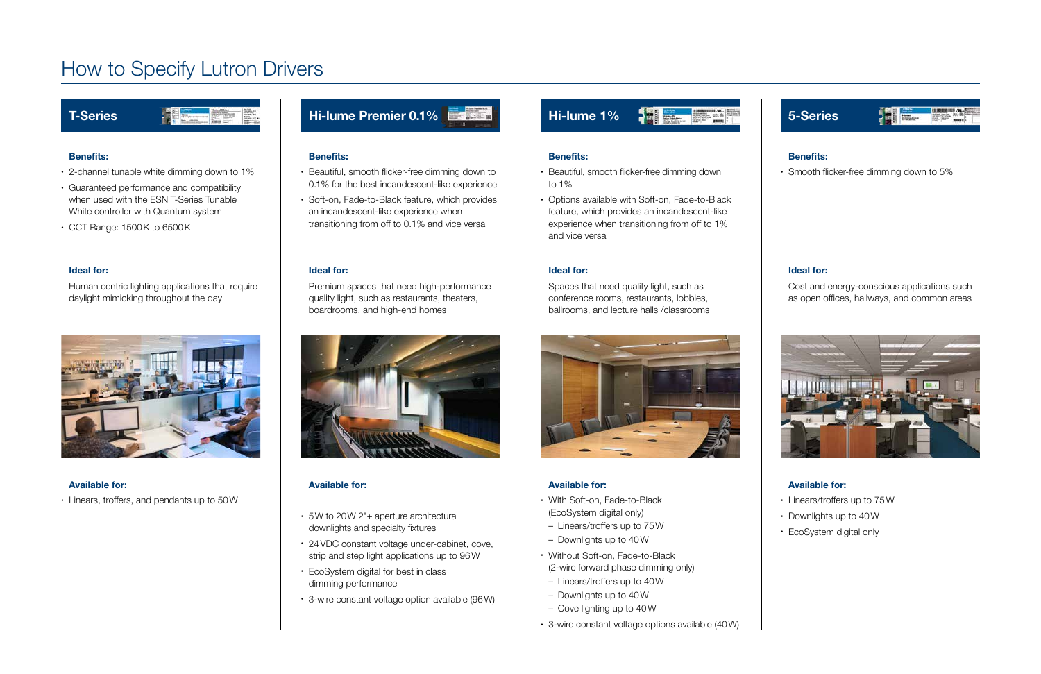# How to Specify Lutron Drivers

## T-Series

**Benefits:**

- 2-channel tunable white dimming down to 1%
- Guaranteed performance and compatibility when used with the ESN T-Series Tunable White controller with Quantum system
- CCT Range: 1500 K to 6500 K

**Ideal for:**

Human centric lighting applications that require daylight mimicking throughout the day

**Available for:**

- Linears, troffers, and pendants up to 50 W

## Hi-lume Premier 0.1%

**Benefits:**

- Beautiful, smooth flicker-free dimming down to 0.1% for the best incandescent-like experience
- Soft-on, Fade-to-Black feature, which provides an incandescent-like experience when transitioning from off to 0.1% and vice versa

**Ideal for:**

Premium spaces that need high-performance quality light, such as restaurants, theaters, boardrooms, and high-end homes

**Available for:**

- 5 W to 20 W 2"+ aperture architectural downlights and specialty fixtures
- 24 VDC constant voltage under-cabinet, cove, strip and step light applications up to 96 W
- EcoSystem digital for best in class dimming performance
- 3-wire constant voltage option available (96 W)

## Hi-lume 1%

**Benefits:**

- Beautiful, smooth flicker-free dimming down to 1%
- Options available with Soft-on, Fade-to-Black feature, which provides an incandescent-like experience when transitioning from off to 1% and vice versa

**Ideal for:**

Spaces that need quality light, such as conference rooms, restaurants, lobbies, ballrooms, and lecture halls /classrooms

**Available for:**

- With Soft-on, Fade-to-Black (EcoSystem digital only)
  - Linears/troffers up to 75 W
  - Downlights up to 40 W
- Without Soft-on, Fade-to-Black (2-wire forward phase dimming only)
  - Linears/troffers up to 40 W
  - Downlights up to 40 W
  - Cove lighting up to 40 W
- 3-wire constant voltage options available (40 W)

## 5-Series

**Benefits:**

- Smooth flicker-free dimming down to 5%

**Ideal for:**

Cost and energy-conscious applications such as open offices, hallways, and common areas

**Available for:**

- Linears/troffers up to 75 W
- Downlights up to 40 W
- EcoSystem digital only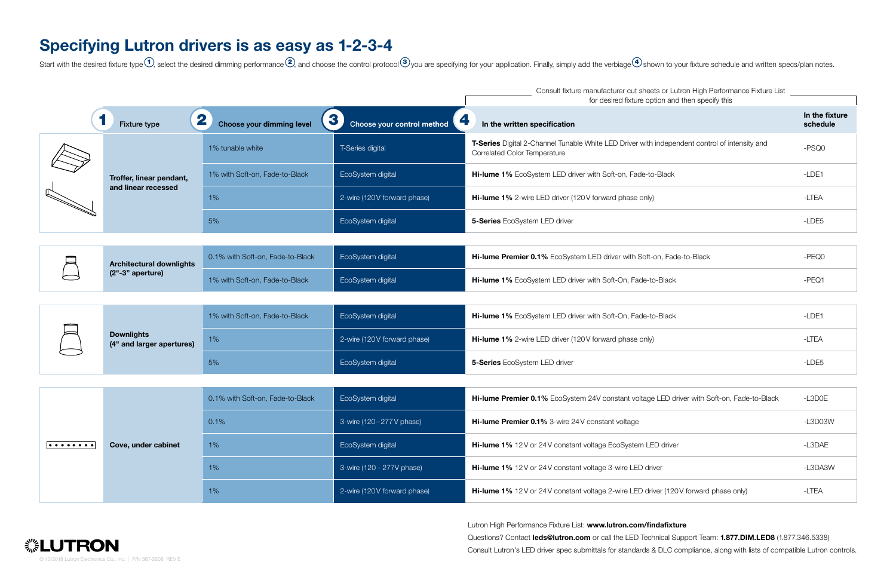# Specifying Lutron drivers is as easy as 1-2-3-4

Start with the desired fixture type ①, select the desired dimming performance ②, and choose the control protocol ③ you are specifying for your application. Finally, simply add the verbiage ④ shown to your fixture schedule and written specs/plan notes.

Consult fixture manufacturer cut sheets or Lutron High Performance Fixture List for desired fixture option and then specify this

| ① Fixture type | ② Choose your dimming level | ③ Choose your control method | ④ In the written specification | In the fixture schedule |
|---|---|---|---|---|
| Troffer, linear pendant, and linear recessed | 1% tunable white | T-Series digital | **T-Series** Digital 2-Channel Tunable White LED Driver with independent control of intensity and Correlated Color Temperature | -PSQ0 |
| | 1% with Soft-on, Fade-to-Black | EcoSystem digital | **Hi-lume 1%** EcoSystem LED driver with Soft-on, Fade-to-Black | -LDE1 |
| | 1% | 2-wire (120 V forward phase) | **Hi-lume 1%** 2-wire LED driver (120 V forward phase only) | -LTEA |
| | 5% | EcoSystem digital | **5-Series** EcoSystem LED driver | -LDE5 |
| Architectural downlights (2"-3" aperture) | 0.1% with Soft-on, Fade-to-Black | EcoSystem digital | **Hi-lume Premier 0.1%** EcoSystem LED driver with Soft-on, Fade-to-Black | -PEQ0 |
| | 1% with Soft-on, Fade-to-Black | EcoSystem digital | **Hi-lume 1%** EcoSystem LED driver with Soft-On, Fade-to-Black | -PEQ1 |
| Downlights (4" and larger apertures) | 1% with Soft-on, Fade-to-Black | EcoSystem digital | **Hi-lume 1%** EcoSystem LED driver with Soft-On, Fade-to-Black | -LDE1 |
| | 1% | 2-wire (120 V forward phase) | **Hi-lume 1%** 2-wire LED driver (120 V forward phase only) | -LTEA |
| | 5% | EcoSystem digital | **5-Series** EcoSystem LED driver | -LDE5 |
| Cove, under cabinet | 0.1% with Soft-on, Fade-to-Black | EcoSystem digital | **Hi-lume Premier 0.1%** EcoSystem 24V constant voltage LED driver with Soft-on, Fade-to-Black | -L3D0E |
| | 0.1% | 3-wire (120–277 V phase) | **Hi-lume Premier 0.1%** 3-wire 24 V constant voltage | -L3D03W |
| | 1% | EcoSystem digital | **Hi-lume 1%** 12 V or 24 V constant voltage EcoSystem LED driver | -L3DAE |
| | 1% | 3-wire (120 - 277V phase) | **Hi-lume 1%** 12 V or 24 V constant voltage 3-wire LED driver | -L3DA3W |
| | 1% | 2-wire (120 V forward phase) | **Hi-lume 1%** 12 V or 24 V constant voltage 2-wire LED driver (120 V forward phase only) | -LTEA |

Lutron High Performance Fixture List: **www.lutron.com/findafixture**

Questions? Contact **leds@lutron.com** or call the LED Technical Support Team: **1.877.DIM.LED8** (1.877.346.5338)

Consult Lutron's LED driver spec submittals for standards & DLC compliance, along with lists of compatible Lutron controls.

LUTRON

© 10/2018 Lutron Electronics Co., Inc. | P/N 367-2608 REV E